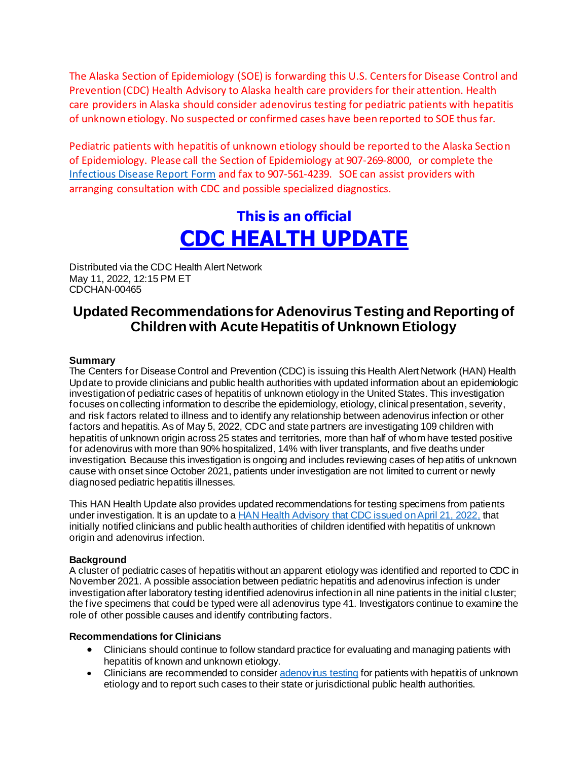The Alaska Section of Epidemiology (SOE) is forwarding this U.S. Centers for Disease Control and Prevention (CDC) Health Advisory to Alaska health care providers for their attention. Health care providers in Alaska should consider adenovirus testing for pediatric patients with hepatitis of unknown etiology. No suspected or confirmed cases have been reported to SOE thus far.

Pediatric patients with hepatitis of unknown etiology should be reported to the Alaska Section of Epidemiology. Please call the Section of Epidemiology at 907-269-8000, or complete the [Infectious Disease Report Form](#) and fax to 907-561-4239. SOE can assist providers with arranging consultation with CDC and possible specialized diagnostics.

**This is an official**

# [CDC HEALTH UPDATE](#)

Distributed via the CDC Health Alert Network
May 11, 2022, 12:15 PM ET
CDCHAN-00465

## Updated Recommendations for Adenovirus Testing and Reporting of Children with Acute Hepatitis of Unknown Etiology

### Summary

The Centers for Disease Control and Prevention (CDC) is issuing this Health Alert Network (HAN) Health Update to provide clinicians and public health authorities with updated information about an epidemiologic investigation of pediatric cases of hepatitis of unknown etiology in the United States. This investigation focuses on collecting information to describe the epidemiology, etiology, clinical presentation, severity, and risk factors related to illness and to identify any relationship between adenovirus infection or other factors and hepatitis. As of May 5, 2022, CDC and state partners are investigating 109 children with hepatitis of unknown origin across 25 states and territories, more than half of whom have tested positive for adenovirus with more than 90% hospitalized, 14% with liver transplants, and five deaths under investigation. Because this investigation is ongoing and includes reviewing cases of hepatitis of unknown cause with onset since October 2021, patients under investigation are not limited to current or newly diagnosed pediatric hepatitis illnesses.

This HAN Health Update also provides updated recommendations for testing specimens from patients under investigation. It is an update to a [HAN Health Advisory that CDC issued on April 21, 2022,](#) that initially notified clinicians and public health authorities of children identified with hepatitis of unknown origin and adenovirus infection.

### Background

A cluster of pediatric cases of hepatitis without an apparent etiology was identified and reported to CDC in November 2021. A possible association between pediatric hepatitis and adenovirus infection is under investigation after laboratory testing identified adenovirus infection in all nine patients in the initial cluster; the five specimens that could be typed were all adenovirus type 41. Investigators continue to examine the role of other possible causes and identify contributing factors.

### Recommendations for Clinicians

- Clinicians should continue to follow standard practice for evaluating and managing patients with hepatitis of known and unknown etiology.
- Clinicians are recommended to consider [adenovirus testing](#) for patients with hepatitis of unknown etiology and to report such cases to their state or jurisdictional public health authorities.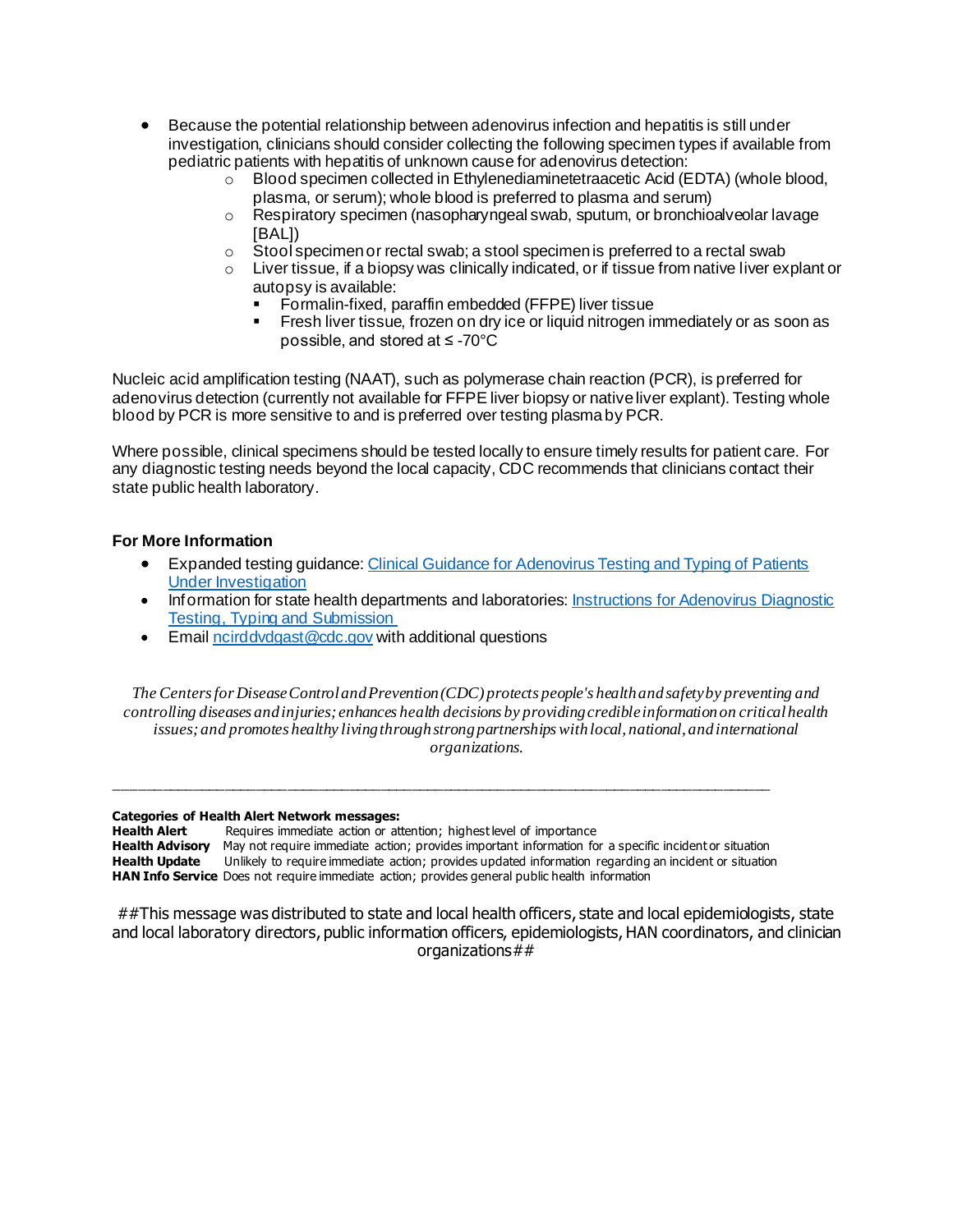- Because the potential relationship between adenovirus infection and hepatitis is still under investigation, clinicians should consider collecting the following specimen types if available from pediatric patients with hepatitis of unknown cause for adenovirus detection:
    - Blood specimen collected in Ethylenediaminetetraacetic Acid (EDTA) (whole blood, plasma, or serum); whole blood is preferred to plasma and serum)
    - Respiratory specimen (nasopharyngeal swab, sputum, or bronchioalveolar lavage [BAL])
    - Stool specimen or rectal swab; a stool specimen is preferred to a rectal swab
    - Liver tissue, if a biopsy was clinically indicated, or if tissue from native liver explant or autopsy is available:
        - Formalin-fixed, paraffin embedded (FFPE) liver tissue
        - Fresh liver tissue, frozen on dry ice or liquid nitrogen immediately or as soon as possible, and stored at ≤ -70°C

Nucleic acid amplification testing (NAAT), such as polymerase chain reaction (PCR), is preferred for adenovirus detection (currently not available for FFPE liver biopsy or native liver explant). Testing whole blood by PCR is more sensitive to and is preferred over testing plasma by PCR.

Where possible, clinical specimens should be tested locally to ensure timely results for patient care. For any diagnostic testing needs beyond the local capacity, CDC recommends that clinicians contact their state public health laboratory.

### For More Information

- Expanded testing guidance: Clinical Guidance for Adenovirus Testing and Typing of Patients Under Investigation
- Information for state health departments and laboratories: Instructions for Adenovirus Diagnostic Testing, Typing and Submission
- Email ncirddvdgast@cdc.gov with additional questions

*The Centers for Disease Control and Prevention (CDC) protects people's health and safety by preventing and controlling diseases and injuries; enhances health decisions by providing credible information on critical health issues; and promotes healthy living through strong partnerships with local, national, and international organizations.*

---

**Categories of Health Alert Network messages:**
**Health Alert** Requires immediate action or attention; highest level of importance
**Health Advisory** May not require immediate action; provides important information for a specific incident or situation
**Health Update** Unlikely to require immediate action; provides updated information regarding an incident or situation
**HAN Info Service** Does not require immediate action; provides general public health information

##This message was distributed to state and local health officers, state and local epidemiologists, state and local laboratory directors, public information officers, epidemiologists, HAN coordinators, and clinician organizations##